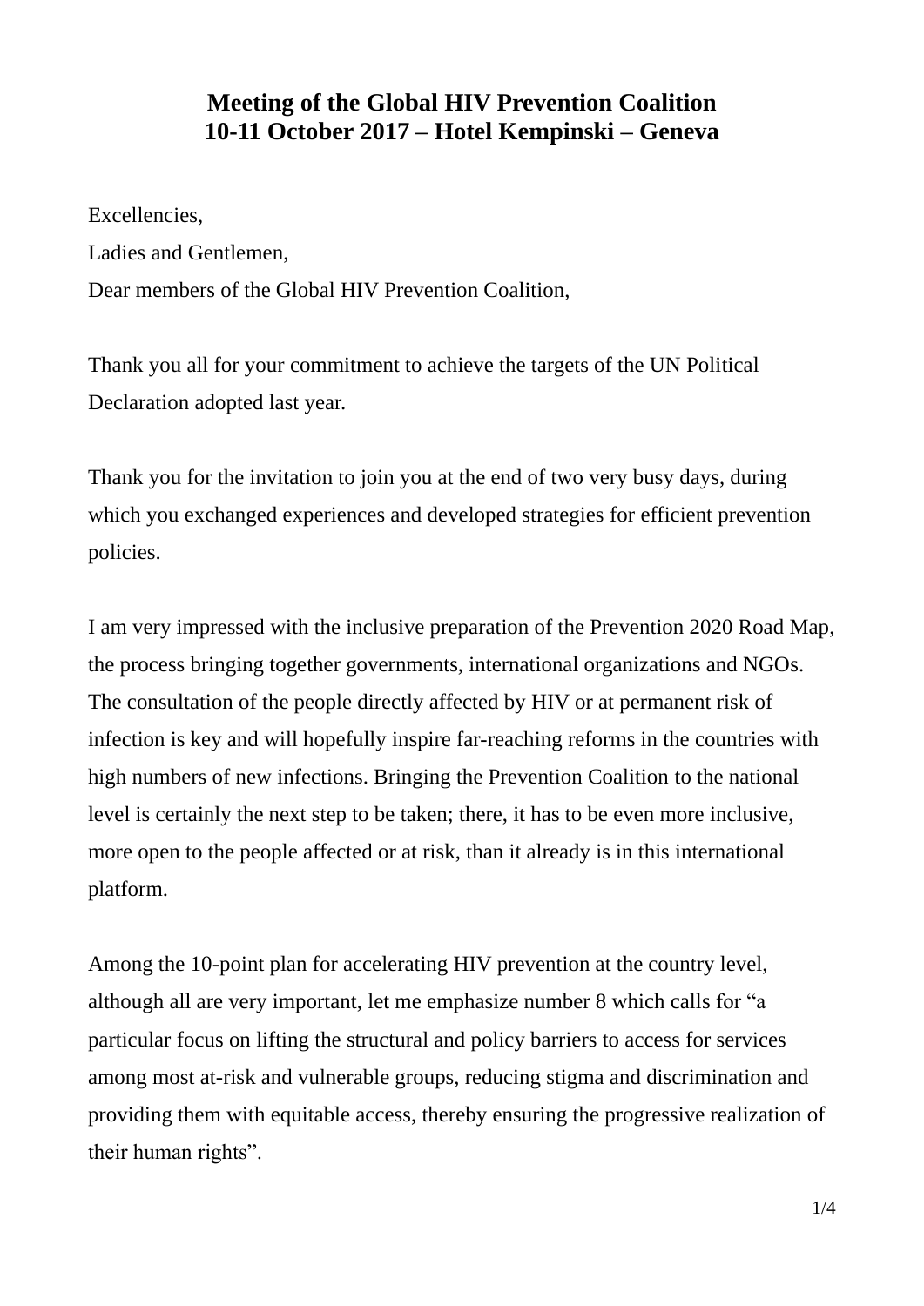# Meeting of the Global HIV Prevention Coalition
## 10-11 October 2017 – Hotel Kempinski – Geneva

Excellencies,
Ladies and Gentlemen,
Dear members of the Global HIV Prevention Coalition,

Thank you all for your commitment to achieve the targets of the UN Political Declaration adopted last year.

Thank you for the invitation to join you at the end of two very busy days, during which you exchanged experiences and developed strategies for efficient prevention policies.

I am very impressed with the inclusive preparation of the Prevention 2020 Road Map, the process bringing together governments, international organizations and NGOs. The consultation of the people directly affected by HIV or at permanent risk of infection is key and will hopefully inspire far-reaching reforms in the countries with high numbers of new infections. Bringing the Prevention Coalition to the national level is certainly the next step to be taken; there, it has to be even more inclusive, more open to the people affected or at risk, than it already is in this international platform.

Among the 10-point plan for accelerating HIV prevention at the country level, although all are very important, let me emphasize number 8 which calls for "a particular focus on lifting the structural and policy barriers to access for services among most at-risk and vulnerable groups, reducing stigma and discrimination and providing them with equitable access, thereby ensuring the progressive realization of their human rights".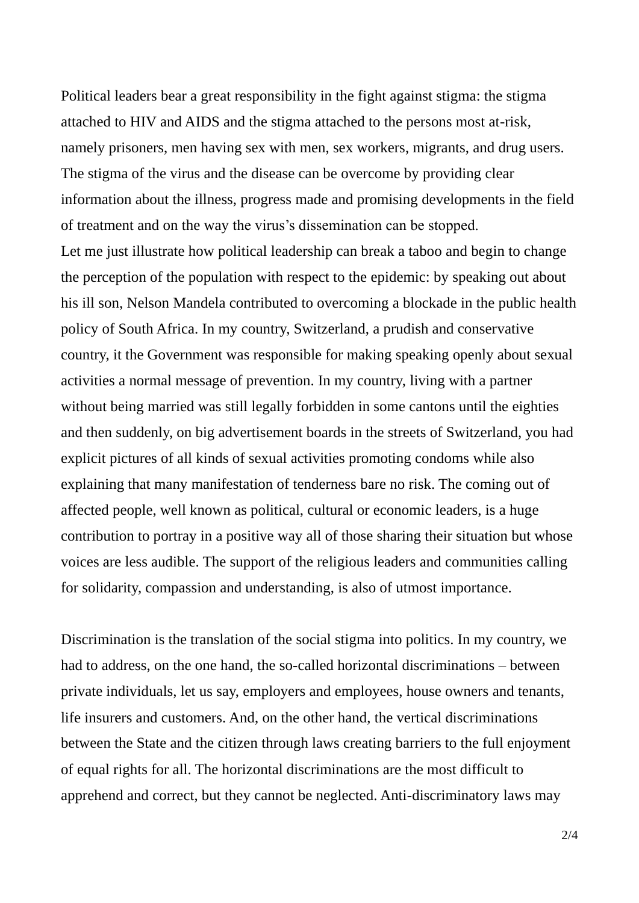Political leaders bear a great responsibility in the fight against stigma: the stigma attached to HIV and AIDS and the stigma attached to the persons most at-risk, namely prisoners, men having sex with men, sex workers, migrants, and drug users. The stigma of the virus and the disease can be overcome by providing clear information about the illness, progress made and promising developments in the field of treatment and on the way the virus's dissemination can be stopped.
Let me just illustrate how political leadership can break a taboo and begin to change the perception of the population with respect to the epidemic: by speaking out about his ill son, Nelson Mandela contributed to overcoming a blockade in the public health policy of South Africa. In my country, Switzerland, a prudish and conservative country, it the Government was responsible for making speaking openly about sexual activities a normal message of prevention. In my country, living with a partner without being married was still legally forbidden in some cantons until the eighties and then suddenly, on big advertisement boards in the streets of Switzerland, you had explicit pictures of all kinds of sexual activities promoting condoms while also explaining that many manifestation of tenderness bare no risk. The coming out of affected people, well known as political, cultural or economic leaders, is a huge contribution to portray in a positive way all of those sharing their situation but whose voices are less audible. The support of the religious leaders and communities calling for solidarity, compassion and understanding, is also of utmost importance.

Discrimination is the translation of the social stigma into politics. In my country, we had to address, on the one hand, the so-called horizontal discriminations – between private individuals, let us say, employers and employees, house owners and tenants, life insurers and customers. And, on the other hand, the vertical discriminations between the State and the citizen through laws creating barriers to the full enjoyment of equal rights for all. The horizontal discriminations are the most difficult to apprehend and correct, but they cannot be neglected. Anti-discriminatory laws may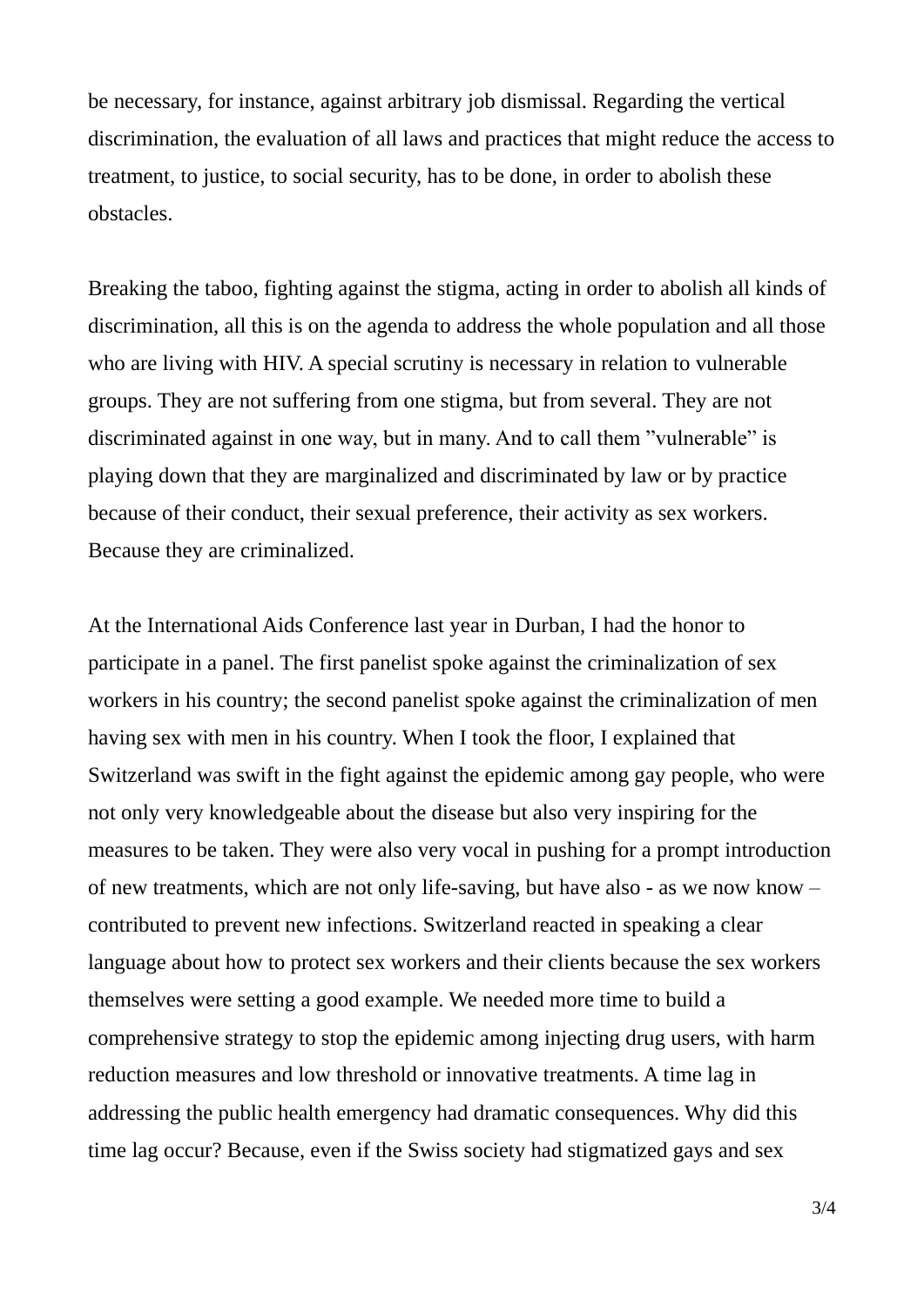be necessary, for instance, against arbitrary job dismissal. Regarding the vertical discrimination, the evaluation of all laws and practices that might reduce the access to treatment, to justice, to social security, has to be done, in order to abolish these obstacles.

Breaking the taboo, fighting against the stigma, acting in order to abolish all kinds of discrimination, all this is on the agenda to address the whole population and all those who are living with HIV. A special scrutiny is necessary in relation to vulnerable groups. They are not suffering from one stigma, but from several. They are not discriminated against in one way, but in many. And to call them ”vulnerable” is playing down that they are marginalized and discriminated by law or by practice because of their conduct, their sexual preference, their activity as sex workers. Because they are criminalized.

At the International Aids Conference last year in Durban, I had the honor to participate in a panel. The first panelist spoke against the criminalization of sex workers in his country; the second panelist spoke against the criminalization of men having sex with men in his country. When I took the floor, I explained that Switzerland was swift in the fight against the epidemic among gay people, who were not only very knowledgeable about the disease but also very inspiring for the measures to be taken. They were also very vocal in pushing for a prompt introduction of new treatments, which are not only life-saving, but have also - as we now know – contributed to prevent new infections. Switzerland reacted in speaking a clear language about how to protect sex workers and their clients because the sex workers themselves were setting a good example. We needed more time to build a comprehensive strategy to stop the epidemic among injecting drug users, with harm reduction measures and low threshold or innovative treatments. A time lag in addressing the public health emergency had dramatic consequences. Why did this time lag occur? Because, even if the Swiss society had stigmatized gays and sex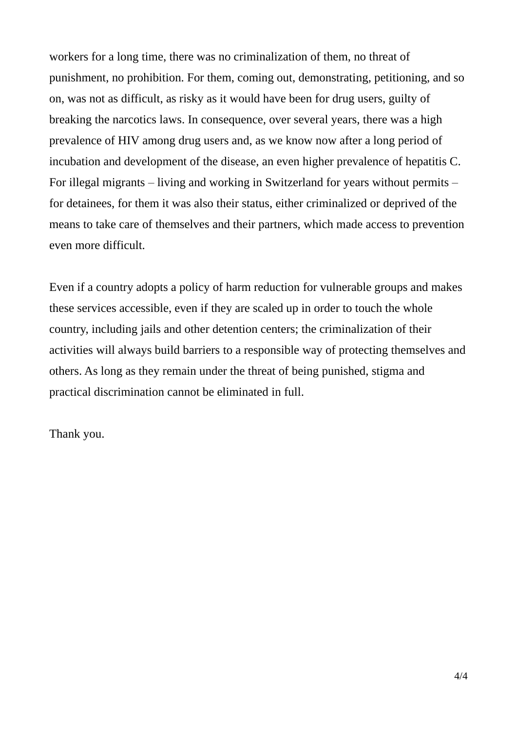workers for a long time, there was no criminalization of them, no threat of punishment, no prohibition. For them, coming out, demonstrating, petitioning, and so on, was not as difficult, as risky as it would have been for drug users, guilty of breaking the narcotics laws. In consequence, over several years, there was a high prevalence of HIV among drug users and, as we know now after a long period of incubation and development of the disease, an even higher prevalence of hepatitis C. For illegal migrants – living and working in Switzerland for years without permits – for detainees, for them it was also their status, either criminalized or deprived of the means to take care of themselves and their partners, which made access to prevention even more difficult.

Even if a country adopts a policy of harm reduction for vulnerable groups and makes these services accessible, even if they are scaled up in order to touch the whole country, including jails and other detention centers; the criminalization of their activities will always build barriers to a responsible way of protecting themselves and others. As long as they remain under the threat of being punished, stigma and practical discrimination cannot be eliminated in full.

Thank you.